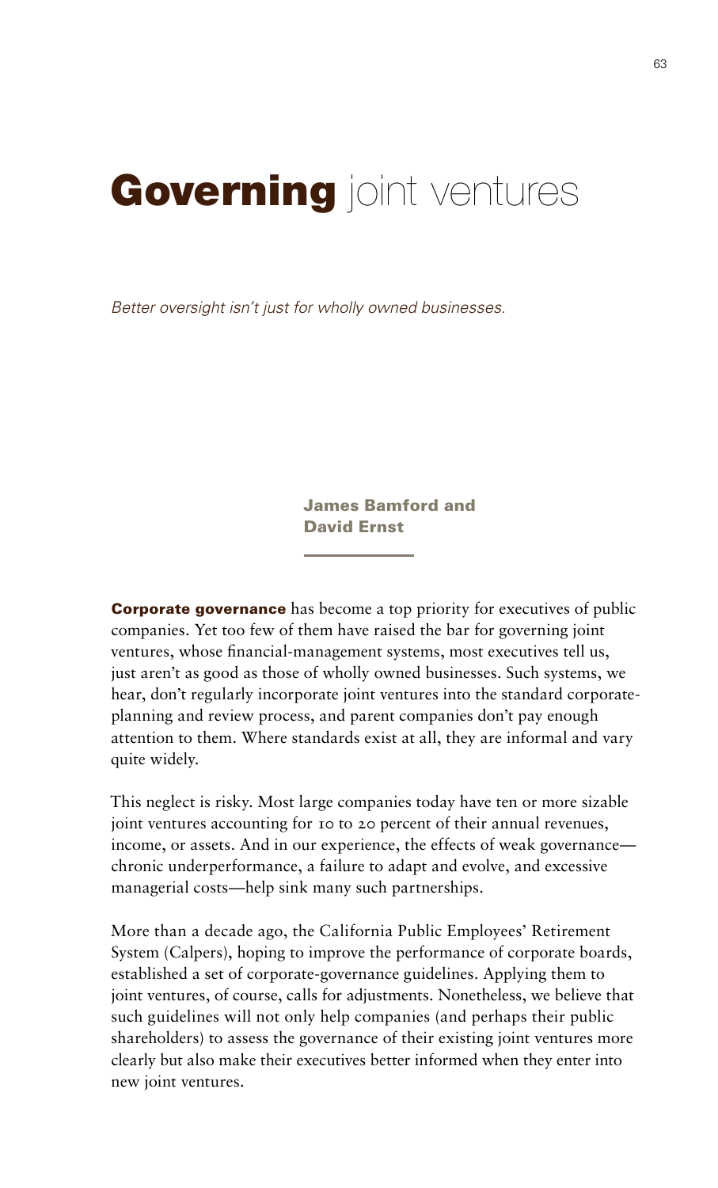# **Governing** joint ventures

*Better oversight isn't just for wholly owned businesses.*

**James Bamford and David Ernst**

**Corporate governance** has become a top priority for executives of public companies. Yet too few of them have raised the bar for governing joint ventures, whose financial-management systems, most executives tell us, just aren't as good as those of wholly owned businesses. Such systems, we hear, don't regularly incorporate joint ventures into the standard corporate-planning and review process, and parent companies don't pay enough attention to them. Where standards exist at all, they are informal and vary quite widely.

This neglect is risky. Most large companies today have ten or more sizable joint ventures accounting for 10 to 20 percent of their annual revenues, income, or assets. And in our experience, the effects of weak governance—chronic underperformance, a failure to adapt and evolve, and excessive managerial costs—help sink many such partnerships.

More than a decade ago, the California Public Employees' Retirement System (Calpers), hoping to improve the performance of corporate boards, established a set of corporate-governance guidelines. Applying them to joint ventures, of course, calls for adjustments. Nonetheless, we believe that such guidelines will not only help companies (and perhaps their public shareholders) to assess the governance of their existing joint ventures more clearly but also make their executives better informed when they enter into new joint ventures.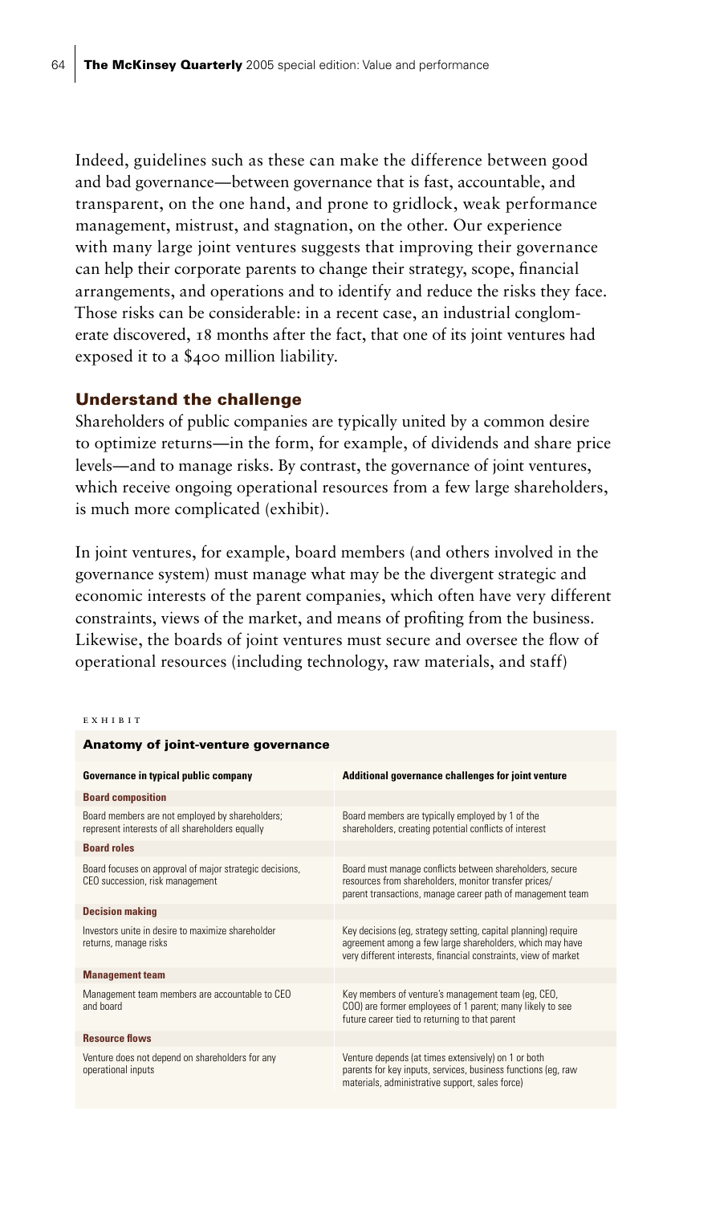Indeed, guidelines such as these can make the difference between good and bad governance—between governance that is fast, accountable, and transparent, on the one hand, and prone to gridlock, weak performance management, mistrust, and stagnation, on the other. Our experience with many large joint ventures suggests that improving their governance can help their corporate parents to change their strategy, scope, financial arrangements, and operations and to identify and reduce the risks they face. Those risks can be considerable: in a recent case, an industrial conglomerate discovered, 18 months after the fact, that one of its joint ventures had exposed it to a $400 million liability.

## Understand the challenge

Shareholders of public companies are typically united by a common desire to optimize returns—in the form, for example, of dividends and share price levels—and to manage risks. By contrast, the governance of joint ventures, which receive ongoing operational resources from a few large shareholders, is much more complicated (exhibit).

In joint ventures, for example, board members (and others involved in the governance system) must manage what may be the divergent strategic and economic interests of the parent companies, which often have very different constraints, views of the market, and means of profiting from the business. Likewise, the boards of joint ventures must secure and oversee the flow of operational resources (including technology, raw materials, and staff)

EXHIBIT

**Anatomy of joint-venture governance**

| Governance in typical public company | Additional governance challenges for joint venture |
|---|---|
| **Board composition** | |
| Board members are not employed by shareholders; represent interests of all shareholders equally | Board members are typically employed by 1 of the shareholders, creating potential conflicts of interest |
| **Board roles** | |
| Board focuses on approval of major strategic decisions, CEO succession, risk management | Board must manage conflicts between shareholders, secure resources from shareholders, monitor transfer prices/ parent transactions, manage career path of management team |
| **Decision making** | |
| Investors unite in desire to maximize shareholder returns, manage risks | Key decisions (eg, strategy setting, capital planning) require agreement among a few large shareholders, which may have very different interests, financial constraints, view of market |
| **Management team** | |
| Management team members are accountable to CEO and board | Key members of venture's management team (eg, CEO, COO) are former employees of 1 parent; many likely to see future career tied to returning to that parent |
| **Resource flows** | |
| Venture does not depend on shareholders for any operational inputs | Venture depends (at times extensively) on 1 or both parents for key inputs, services, business functions (eg, raw materials, administrative support, sales force) |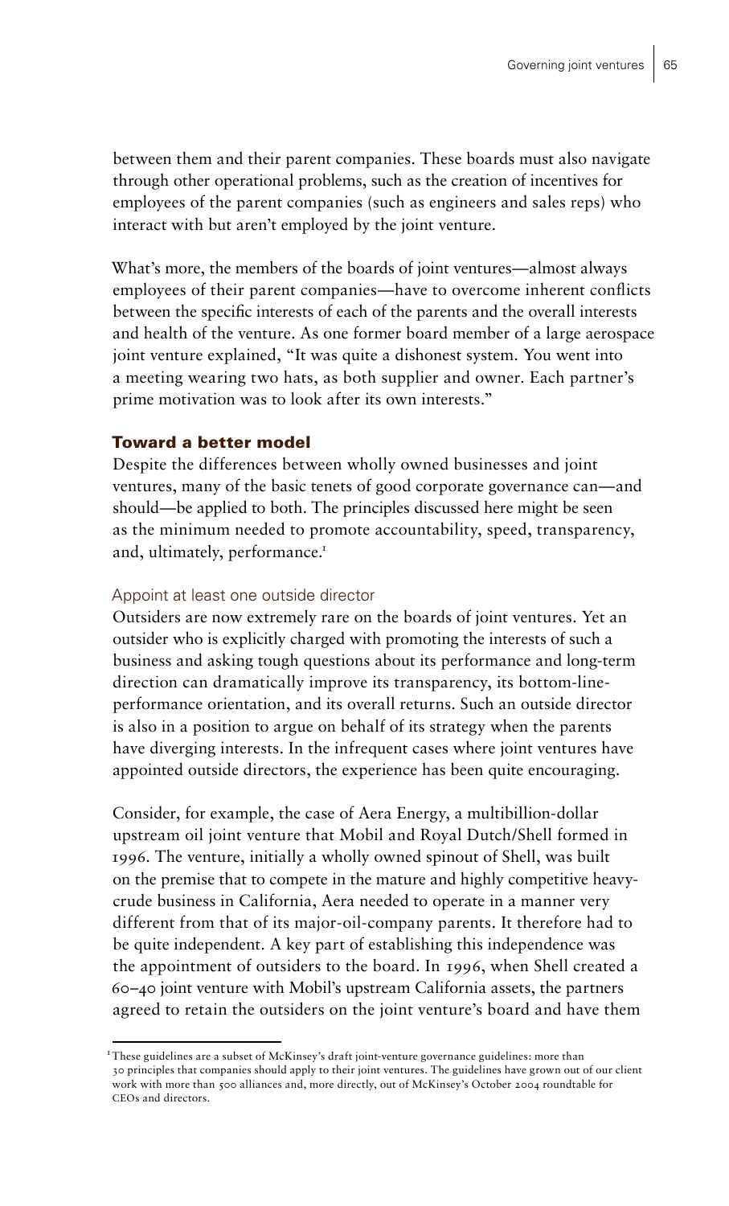between them and their parent companies. These boards must also navigate through other operational problems, such as the creation of incentives for employees of the parent companies (such as engineers and sales reps) who interact with but aren't employed by the joint venture.

What's more, the members of the boards of joint ventures—almost always employees of their parent companies—have to overcome inherent conflicts between the specific interests of each of the parents and the overall interests and health of the venture. As one former board member of a large aerospace joint venture explained, "It was quite a dishonest system. You went into a meeting wearing two hats, as both supplier and owner. Each partner's prime motivation was to look after its own interests."

## Toward a better model

Despite the differences between wholly owned businesses and joint ventures, many of the basic tenets of good corporate governance can—and should—be applied to both. The principles discussed here might be seen as the minimum needed to promote accountability, speed, transparency, and, ultimately, performance.[1]

### Appoint at least one outside director

Outsiders are now extremely rare on the boards of joint ventures. Yet an outsider who is explicitly charged with promoting the interests of such a business and asking tough questions about its performance and long-term direction can dramatically improve its transparency, its bottom-line-performance orientation, and its overall returns. Such an outside director is also in a position to argue on behalf of its strategy when the parents have diverging interests. In the infrequent cases where joint ventures have appointed outside directors, the experience has been quite encouraging.

Consider, for example, the case of Aera Energy, a multibillion-dollar upstream oil joint venture that Mobil and Royal Dutch/Shell formed in 1996. The venture, initially a wholly owned spinout of Shell, was built on the premise that to compete in the mature and highly competitive heavy-crude business in California, Aera needed to operate in a manner very different from that of its major-oil-company parents. It therefore had to be quite independent. A key part of establishing this independence was the appointment of outsiders to the board. In 1996, when Shell created a 60–40 joint venture with Mobil's upstream California assets, the partners agreed to retain the outsiders on the joint venture's board and have them

[1] These guidelines are a subset of McKinsey's draft joint-venture governance guidelines: more than 30 principles that companies should apply to their joint ventures. The guidelines have grown out of our client work with more than 500 alliances and, more directly, out of McKinsey's October 2004 roundtable for CEOs and directors.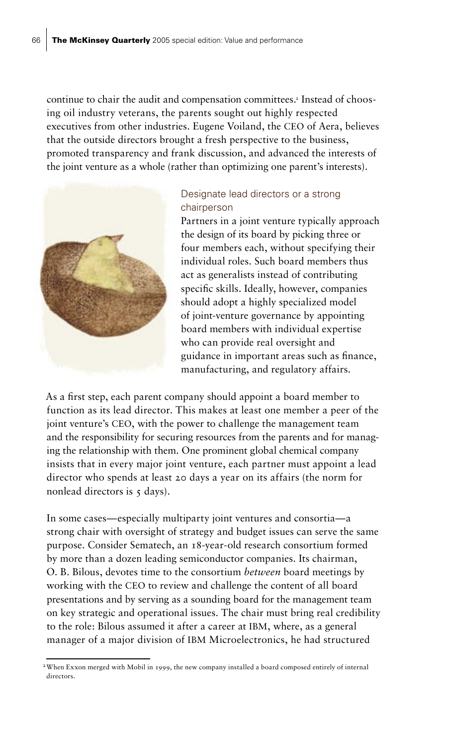continue to chair the audit and compensation committees.[2] Instead of choosing oil industry veterans, the parents sought out highly respected executives from other industries. Eugene Voiland, the CEO of Aera, believes that the outside directors brought a fresh perspective to the business, promoted transparency and frank discussion, and advanced the interests of the joint venture as a whole (rather than optimizing one parent's interests).

### Designate lead directors or a strong chairperson

Partners in a joint venture typically approach the design of its board by picking three or four members each, without specifying their individual roles. Such board members thus act as generalists instead of contributing specific skills. Ideally, however, companies should adopt a highly specialized model of joint-venture governance by appointing board members with individual expertise who can provide real oversight and guidance in important areas such as finance, manufacturing, and regulatory affairs.

As a first step, each parent company should appoint a board member to function as its lead director. This makes at least one member a peer of the joint venture's CEO, with the power to challenge the management team and the responsibility for securing resources from the parents and for managing the relationship with them. One prominent global chemical company insists that in every major joint venture, each partner must appoint a lead director who spends at least 20 days a year on its affairs (the norm for nonlead directors is 5 days).

In some cases—especially multiparty joint ventures and consortia—a strong chair with oversight of strategy and budget issues can serve the same purpose. Consider Sematech, an 18-year-old research consortium formed by more than a dozen leading semiconductor companies. Its chairman, O. B. Bilous, devotes time to the consortium *between* board meetings by working with the CEO to review and challenge the content of all board presentations and by serving as a sounding board for the management team on key strategic and operational issues. The chair must bring real credibility to the role: Bilous assumed it after a career at IBM, where, as a general manager of a major division of IBM Microelectronics, he had structured

[2] When Exxon merged with Mobil in 1999, the new company installed a board composed entirely of internal directors.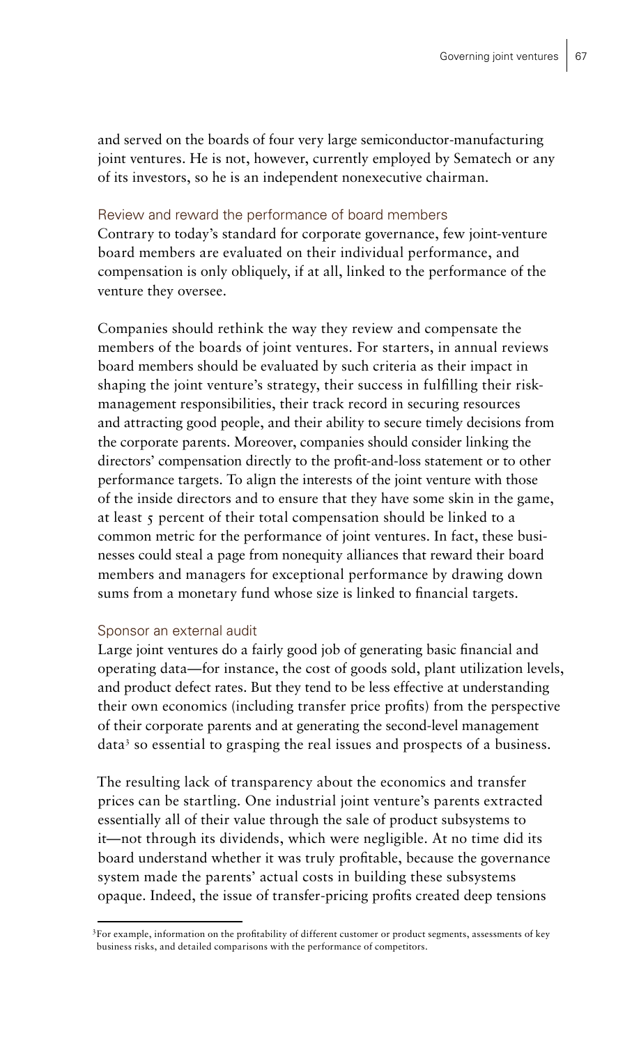and served on the boards of four very large semiconductor-manufacturing joint ventures. He is not, however, currently employed by Sematech or any of its investors, so he is an independent nonexecutive chairman.

### Review and reward the performance of board members

Contrary to today's standard for corporate governance, few joint-venture board members are evaluated on their individual performance, and compensation is only obliquely, if at all, linked to the performance of the venture they oversee.

Companies should rethink the way they review and compensate the members of the boards of joint ventures. For starters, in annual reviews board members should be evaluated by such criteria as their impact in shaping the joint venture's strategy, their success in fulfilling their risk-management responsibilities, their track record in securing resources and attracting good people, and their ability to secure timely decisions from the corporate parents. Moreover, companies should consider linking the directors' compensation directly to the profit-and-loss statement or to other performance targets. To align the interests of the joint venture with those of the inside directors and to ensure that they have some skin in the game, at least 5 percent of their total compensation should be linked to a common metric for the performance of joint ventures. In fact, these businesses could steal a page from nonequity alliances that reward their board members and managers for exceptional performance by drawing down sums from a monetary fund whose size is linked to financial targets.

### Sponsor an external audit

Large joint ventures do a fairly good job of generating basic financial and operating data—for instance, the cost of goods sold, plant utilization levels, and product defect rates. But they tend to be less effective at understanding their own economics (including transfer price profits) from the perspective of their corporate parents and at generating the second-level management data[3] so essential to grasping the real issues and prospects of a business.

The resulting lack of transparency about the economics and transfer prices can be startling. One industrial joint venture's parents extracted essentially all of their value through the sale of product subsystems to it—not through its dividends, which were negligible. At no time did its board understand whether it was truly profitable, because the governance system made the parents' actual costs in building these subsystems opaque. Indeed, the issue of transfer-pricing profits created deep tensions

[3] For example, information on the profitability of different customer or product segments, assessments of key business risks, and detailed comparisons with the performance of competitors.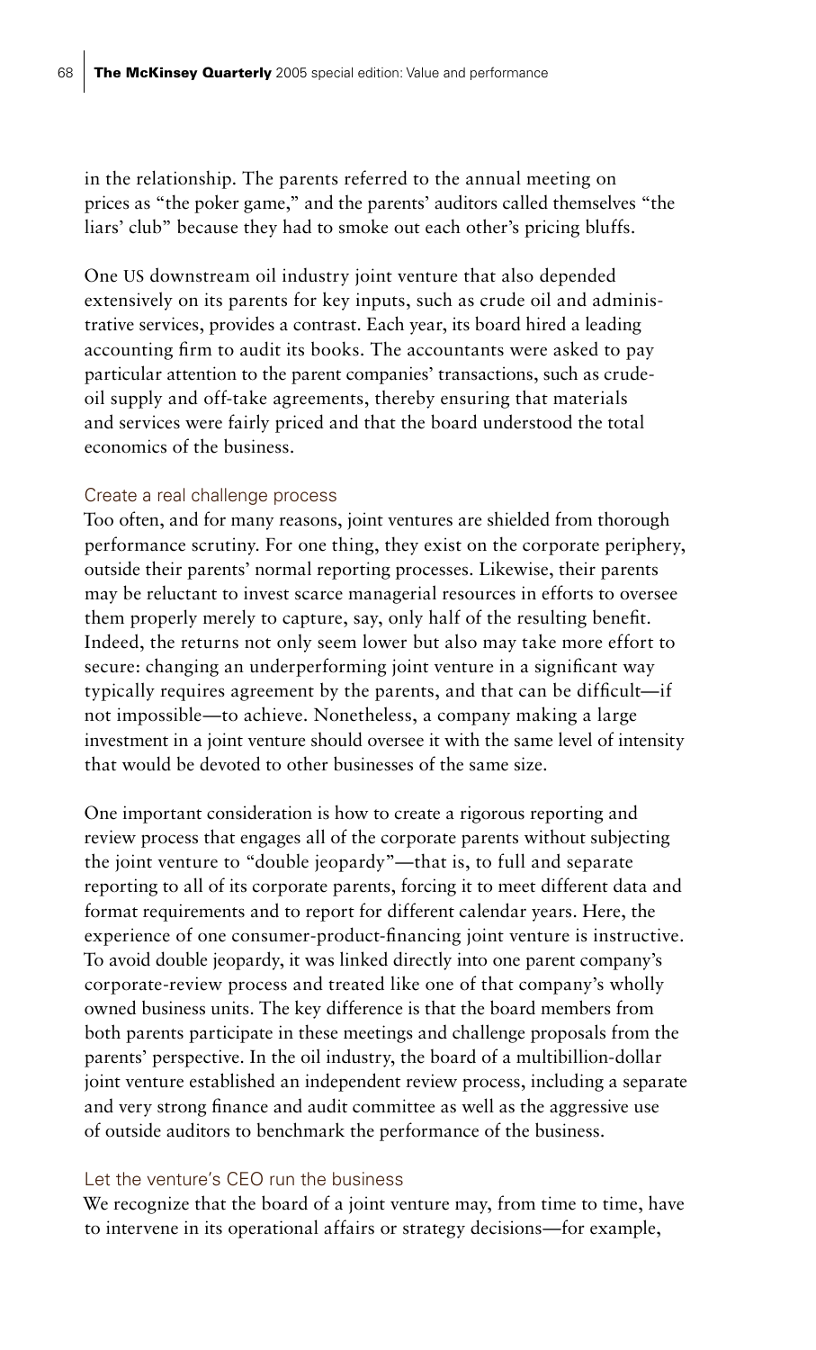in the relationship. The parents referred to the annual meeting on prices as "the poker game," and the parents' auditors called themselves "the liars' club" because they had to smoke out each other's pricing bluffs.

One US downstream oil industry joint venture that also depended extensively on its parents for key inputs, such as crude oil and administrative services, provides a contrast. Each year, its board hired a leading accounting firm to audit its books. The accountants were asked to pay particular attention to the parent companies' transactions, such as crude-oil supply and off-take agreements, thereby ensuring that materials and services were fairly priced and that the board understood the total economics of the business.

### Create a real challenge process

Too often, and for many reasons, joint ventures are shielded from thorough performance scrutiny. For one thing, they exist on the corporate periphery, outside their parents' normal reporting processes. Likewise, their parents may be reluctant to invest scarce managerial resources in efforts to oversee them properly merely to capture, say, only half of the resulting benefit. Indeed, the returns not only seem lower but also may take more effort to secure: changing an underperforming joint venture in a significant way typically requires agreement by the parents, and that can be difficult—if not impossible—to achieve. Nonetheless, a company making a large investment in a joint venture should oversee it with the same level of intensity that would be devoted to other businesses of the same size.

One important consideration is how to create a rigorous reporting and review process that engages all of the corporate parents without subjecting the joint venture to "double jeopardy"—that is, to full and separate reporting to all of its corporate parents, forcing it to meet different data and format requirements and to report for different calendar years. Here, the experience of one consumer-product-financing joint venture is instructive. To avoid double jeopardy, it was linked directly into one parent company's corporate-review process and treated like one of that company's wholly owned business units. The key difference is that the board members from both parents participate in these meetings and challenge proposals from the parents' perspective. In the oil industry, the board of a multibillion-dollar joint venture established an independent review process, including a separate and very strong finance and audit committee as well as the aggressive use of outside auditors to benchmark the performance of the business.

### Let the venture's CEO run the business

We recognize that the board of a joint venture may, from time to time, have to intervene in its operational affairs or strategy decisions—for example,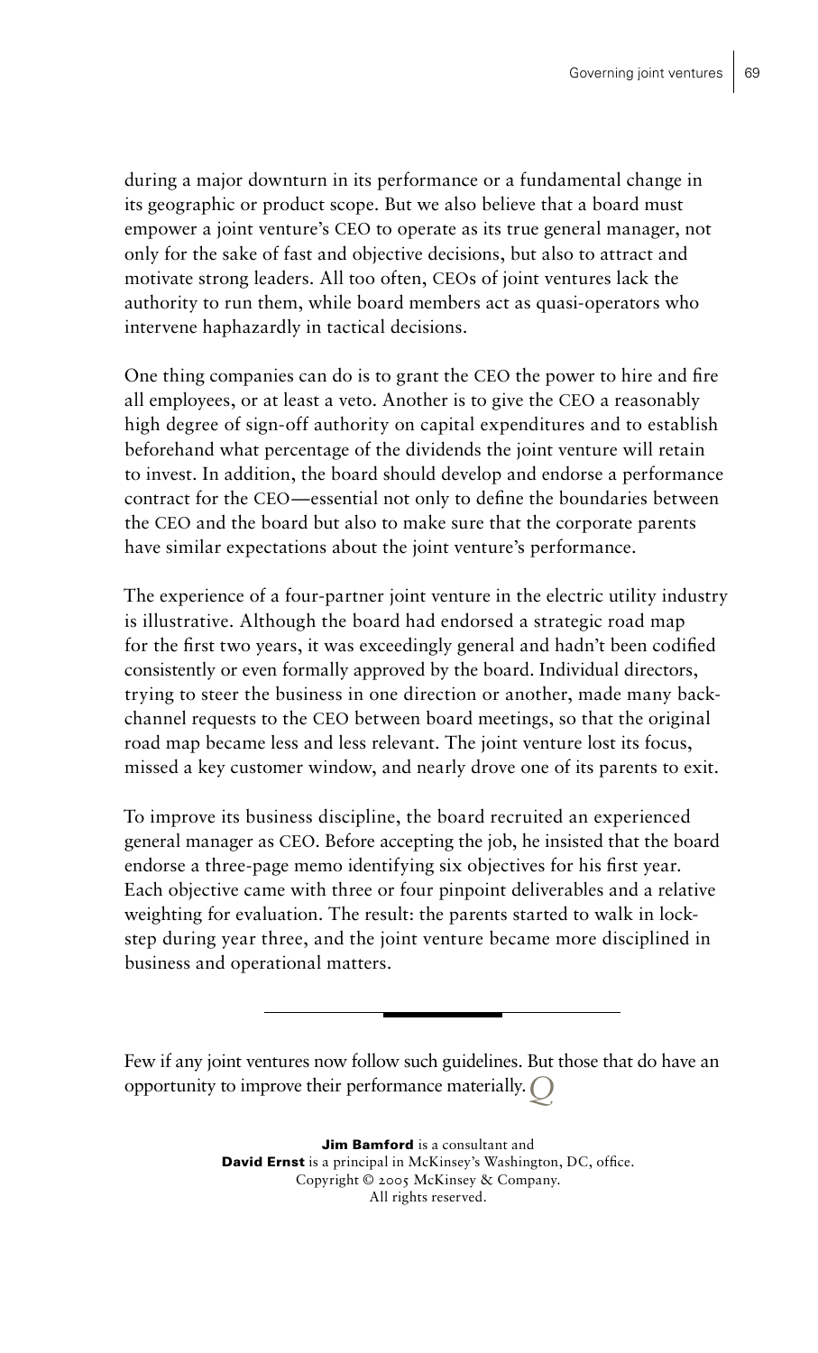during a major downturn in its performance or a fundamental change in its geographic or product scope. But we also believe that a board must empower a joint venture's CEO to operate as its true general manager, not only for the sake of fast and objective decisions, but also to attract and motivate strong leaders. All too often, CEOs of joint ventures lack the authority to run them, while board members act as quasi-operators who intervene haphazardly in tactical decisions.

One thing companies can do is to grant the CEO the power to hire and fire all employees, or at least a veto. Another is to give the CEO a reasonably high degree of sign-off authority on capital expenditures and to establish beforehand what percentage of the dividends the joint venture will retain to invest. In addition, the board should develop and endorse a performance contract for the CEO—essential not only to define the boundaries between the CEO and the board but also to make sure that the corporate parents have similar expectations about the joint venture's performance.

The experience of a four-partner joint venture in the electric utility industry is illustrative. Although the board had endorsed a strategic road map for the first two years, it was exceedingly general and hadn't been codified consistently or even formally approved by the board. Individual directors, trying to steer the business in one direction or another, made many back-channel requests to the CEO between board meetings, so that the original road map became less and less relevant. The joint venture lost its focus, missed a key customer window, and nearly drove one of its parents to exit.

To improve its business discipline, the board recruited an experienced general manager as CEO. Before accepting the job, he insisted that the board endorse a three-page memo identifying six objectives for his first year. Each objective came with three or four pinpoint deliverables and a relative weighting for evaluation. The result: the parents started to walk in lock-step during year three, and the joint venture became more disciplined in business and operational matters.

---

Few if any joint ventures now follow such guidelines. But those that do have an opportunity to improve their performance materially. Q

**Jim Bamford** is a consultant and **David Ernst** is a principal in McKinsey's Washington, DC, office. Copyright © 2005 McKinsey & Company. All rights reserved.